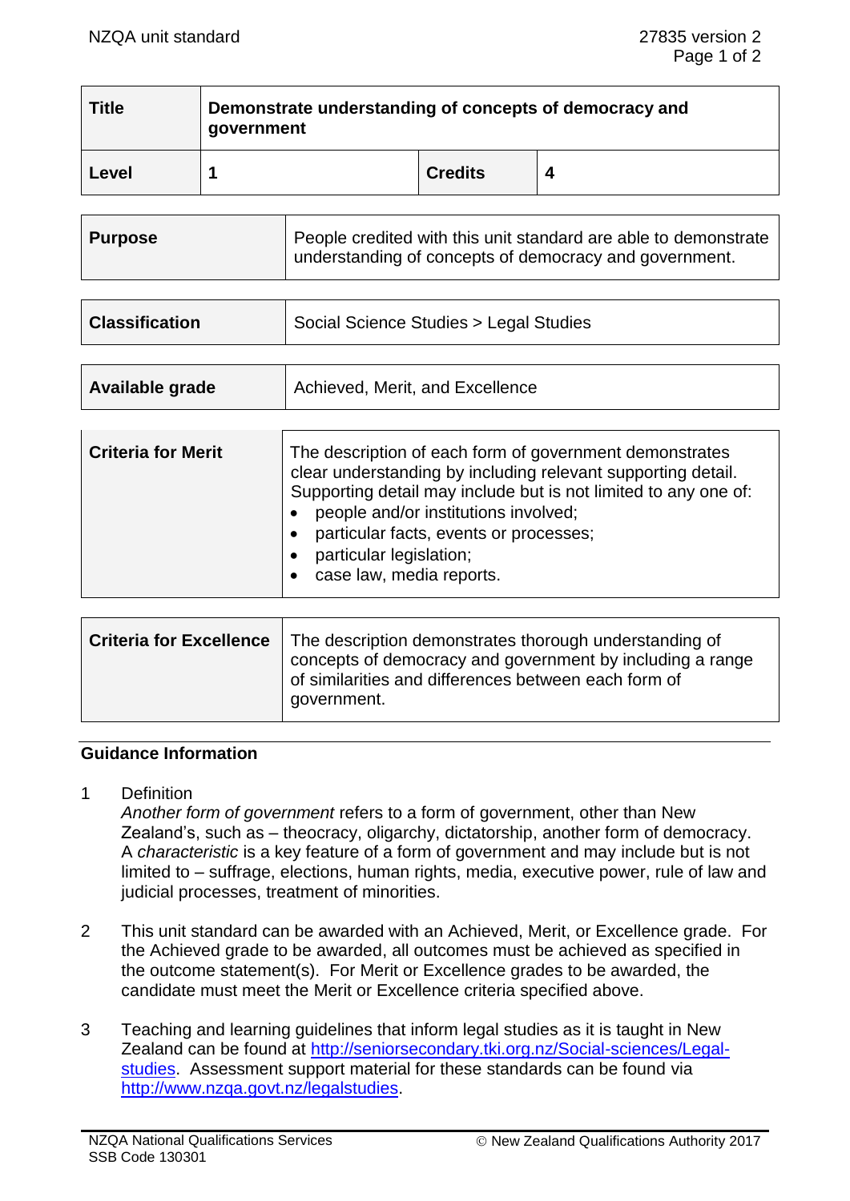NZQA unit standard 27835 version 2

| Title | Demonstrate understanding of concepts of democracy and government | | |
|---|---|---|---|
| Level | 1 | Credits | 4 |

| Purpose | People credited with this unit standard are able to demonstrate understanding of concepts of democracy and government. |
|---|---|

| Classification | Social Science Studies > Legal Studies |
|---|---|

| Available grade | Achieved, Merit, and Excellence |
|---|---|

| Criteria for Merit | The description of each form of government demonstrates clear understanding by including relevant supporting detail. Supporting detail may include but is not limited to any one of: <br>• people and/or institutions involved; <br>• particular facts, events or processes; <br>• particular legislation; <br>• case law, media reports. |
|---|---|

| Criteria for Excellence | The description demonstrates thorough understanding of concepts of democracy and government by including a range of similarities and differences between each form of government. |
|---|---|

## Guidance Information

1 Definition
*Another form of government* refers to a form of government, other than New Zealand's, such as – theocracy, oligarchy, dictatorship, another form of democracy.
A *characteristic* is a key feature of a form of government and may include but is not limited to – suffrage, elections, human rights, media, executive power, rule of law and judicial processes, treatment of minorities.

2 This unit standard can be awarded with an Achieved, Merit, or Excellence grade. For the Achieved grade to be awarded, all outcomes must be achieved as specified in the outcome statement(s). For Merit or Excellence grades to be awarded, the candidate must meet the Merit or Excellence criteria specified above.

3 Teaching and learning guidelines that inform legal studies as it is taught in New Zealand can be found at http://seniorsecondary.tki.org.nz/Social-sciences/Legal-studies. Assessment support material for these standards can be found via http://www.nzqa.govt.nz/legalstudies.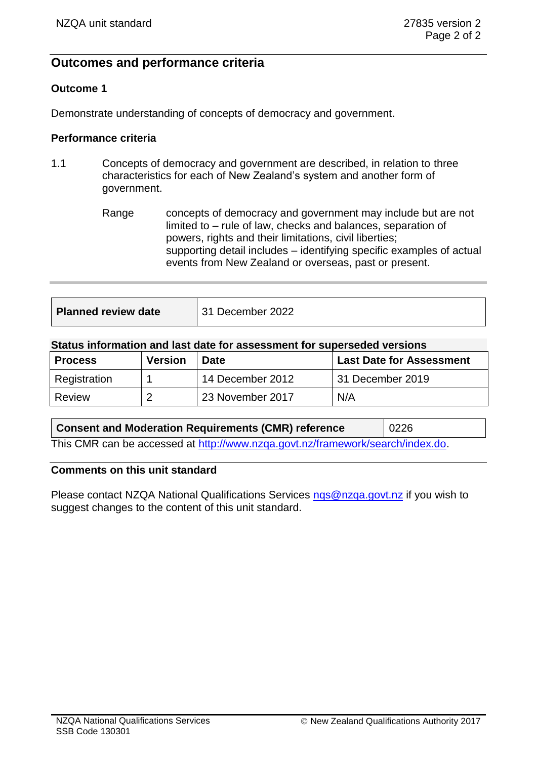## Outcomes and performance criteria

### Outcome 1

Demonstrate understanding of concepts of democracy and government.

### Performance criteria

1.1 Concepts of democracy and government are described, in relation to three characteristics for each of New Zealand's system and another form of government.

Range concepts of democracy and government may include but are not limited to – rule of law, checks and balances, separation of powers, rights and their limitations, civil liberties; supporting detail includes – identifying specific examples of actual events from New Zealand or overseas, past or present.

| | |
|---|---|
| **Planned review date** | 31 December 2022 |

**Status information and last date for assessment for superseded versions**

| Process | Version | Date | Last Date for Assessment |
|---|---|---|---|
| Registration | 1 | 14 December 2012 | 31 December 2019 |
| Review | 2 | 23 November 2017 | N/A |

| | |
|---|---|
| **Consent and Moderation Requirements (CMR) reference** | 0226 |

This CMR can be accessed at http://www.nzqa.govt.nz/framework/search/index.do.

### Comments on this unit standard

Please contact NZQA National Qualifications Services nqs@nzqa.govt.nz if you wish to suggest changes to the content of this unit standard.